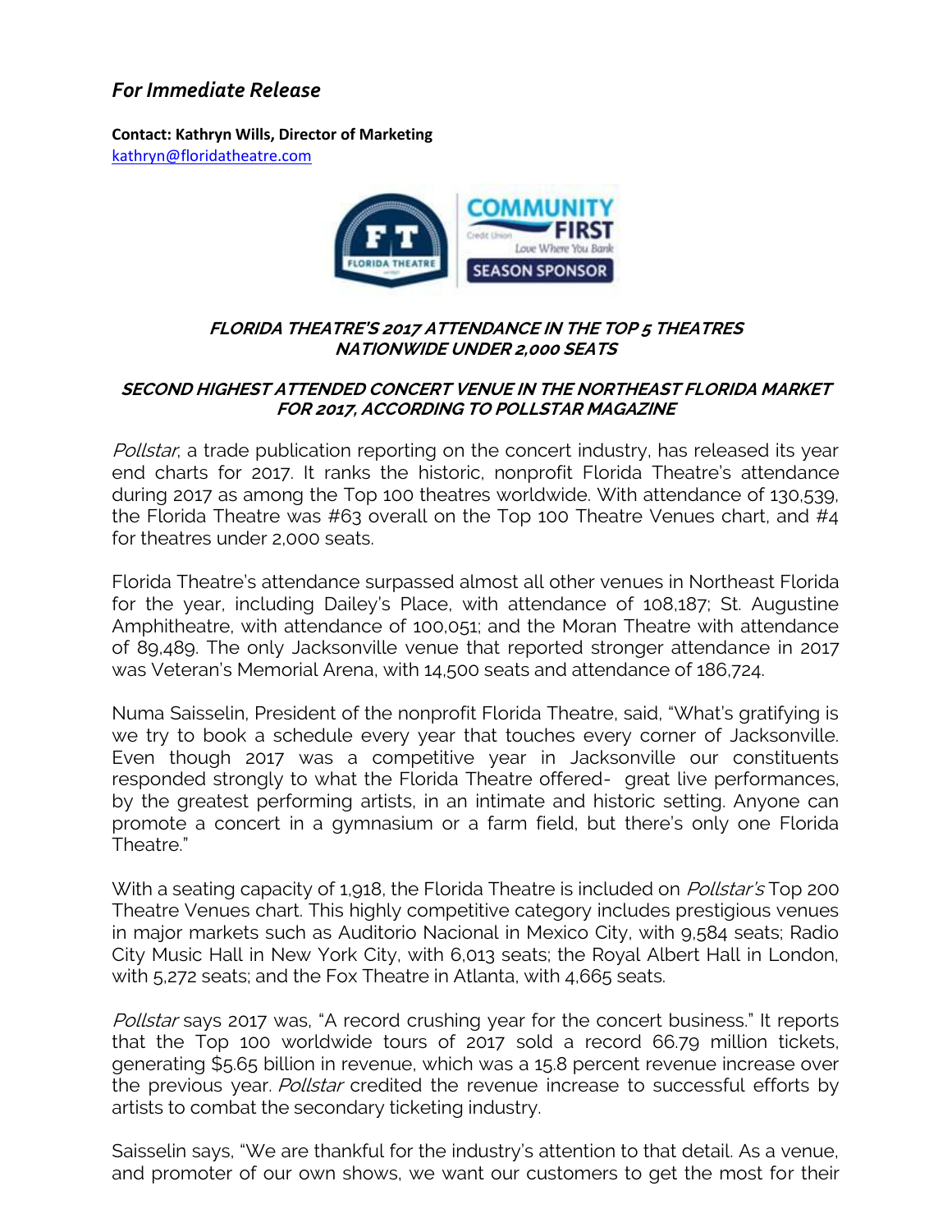*For Immediate Release*

**Contact: Kathryn Wills, Director of Marketing**
kathryn@floridatheatre.com

## FLORIDA THEATRE'S 2017 ATTENDANCE IN THE TOP 5 THEATRES NATIONWIDE UNDER 2,000 SEATS

### SECOND HIGHEST ATTENDED CONCERT VENUE IN THE NORTHEAST FLORIDA MARKET FOR 2017, ACCORDING TO POLLSTAR MAGAZINE

*Pollstar*, a trade publication reporting on the concert industry, has released its year end charts for 2017. It ranks the historic, nonprofit Florida Theatre's attendance during 2017 as among the Top 100 theatres worldwide. With attendance of 130,539, the Florida Theatre was #63 overall on the Top 100 Theatre Venues chart, and #4 for theatres under 2,000 seats.

Florida Theatre's attendance surpassed almost all other venues in Northeast Florida for the year, including Dailey's Place, with attendance of 108,187; St. Augustine Amphitheatre, with attendance of 100,051; and the Moran Theatre with attendance of 89,489. The only Jacksonville venue that reported stronger attendance in 2017 was Veteran's Memorial Arena, with 14,500 seats and attendance of 186,724.

Numa Saisselin, President of the nonprofit Florida Theatre, said, "What's gratifying is we try to book a schedule every year that touches every corner of Jacksonville. Even though 2017 was a competitive year in Jacksonville our constituents responded strongly to what the Florida Theatre offered- great live performances, by the greatest performing artists, in an intimate and historic setting. Anyone can promote a concert in a gymnasium or a farm field, but there's only one Florida Theatre."

With a seating capacity of 1,918, the Florida Theatre is included on *Pollstar's* Top 200 Theatre Venues chart. This highly competitive category includes prestigious venues in major markets such as Auditorio Nacional in Mexico City, with 9,584 seats; Radio City Music Hall in New York City, with 6,013 seats; the Royal Albert Hall in London, with 5,272 seats; and the Fox Theatre in Atlanta, with 4,665 seats.

*Pollstar* says 2017 was, "A record crushing year for the concert business." It reports that the Top 100 worldwide tours of 2017 sold a record 66.79 million tickets, generating $5.65 billion in revenue, which was a 15.8 percent revenue increase over the previous year. *Pollstar* credited the revenue increase to successful efforts by artists to combat the secondary ticketing industry.

Saisselin says, "We are thankful for the industry's attention to that detail. As a venue, and promoter of our own shows, we want our customers to get the most for their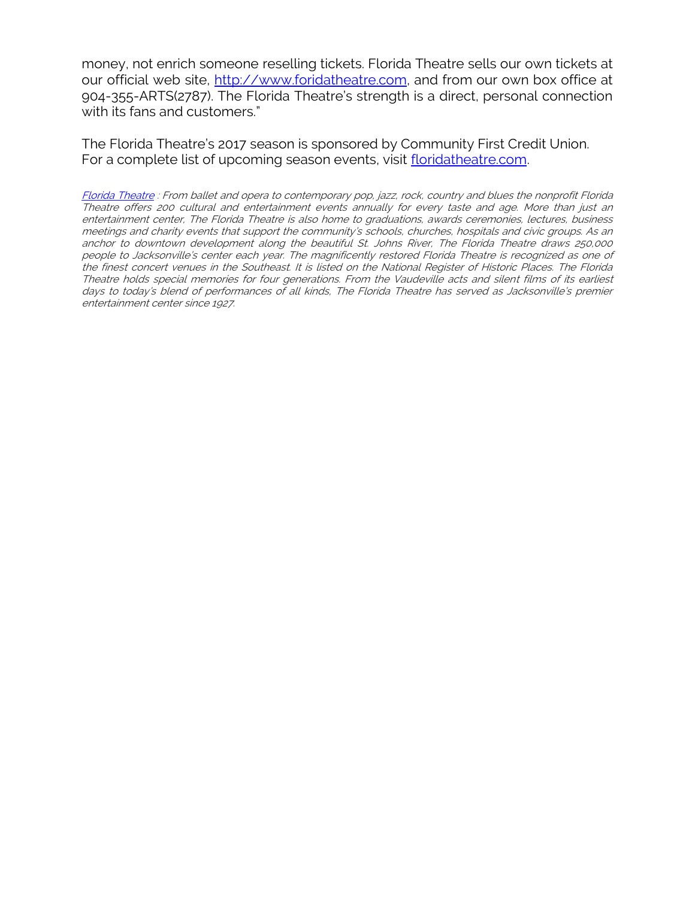money, not enrich someone reselling tickets. Florida Theatre sells our own tickets at our official web site, [http://www.foridatheatre.com](http://www.foridatheatre.com), and from our own box office at 904-355-ARTS(2787). The Florida Theatre's strength is a direct, personal connection with its fans and customers."

The Florida Theatre's 2017 season is sponsored by Community First Credit Union. For a complete list of upcoming season events, visit [floridatheatre.com](http://floridatheatre.com).

*[Florida Theatre](http://floridatheatre.com) : From ballet and opera to contemporary pop, jazz, rock, country and blues the nonprofit Florida Theatre offers 200 cultural and entertainment events annually for every taste and age. More than just an entertainment center, The Florida Theatre is also home to graduations, awards ceremonies, lectures, business meetings and charity events that support the community's schools, churches, hospitals and civic groups. As an anchor to downtown development along the beautiful St. Johns River, The Florida Theatre draws 250,000 people to Jacksonville's center each year. The magnificently restored Florida Theatre is recognized as one of the finest concert venues in the Southeast. It is listed on the National Register of Historic Places. The Florida Theatre holds special memories for four generations. From the Vaudeville acts and silent films of its earliest days to today's blend of performances of all kinds, The Florida Theatre has served as Jacksonville's premier entertainment center since 1927.*